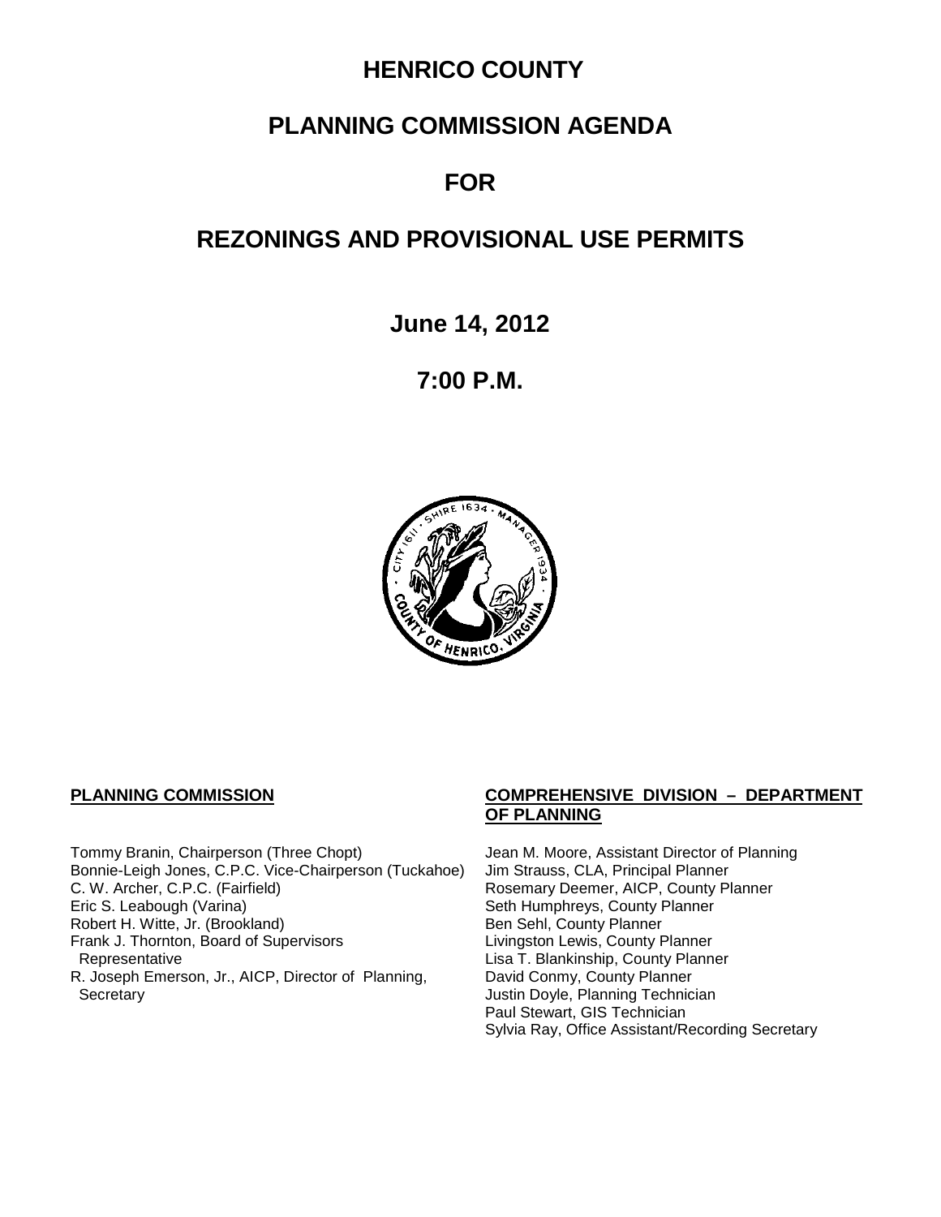# HENRICO COUNTY

# PLANNING COMMISSION AGENDA

# FOR

# REZONINGS AND PROVISIONAL USE PERMITS

## June 14, 2012

## 7:00 P.M.

**PLANNING COMMISSION**

Tommy Branin, Chairperson (Three Chopt)
Bonnie-Leigh Jones, C.P.C. Vice-Chairperson (Tuckahoe)
C. W. Archer, C.P.C. (Fairfield)
Eric S. Leabough (Varina)
Robert H. Witte, Jr. (Brookland)
Frank J. Thornton, Board of Supervisors Representative
R. Joseph Emerson, Jr., AICP, Director of Planning, Secretary

**COMPREHENSIVE DIVISION – DEPARTMENT OF PLANNING**

Jean M. Moore, Assistant Director of Planning
Jim Strauss, CLA, Principal Planner
Rosemary Deemer, AICP, County Planner
Seth Humphreys, County Planner
Ben Sehl, County Planner
Livingston Lewis, County Planner
Lisa T. Blankinship, County Planner
David Conmy, County Planner
Justin Doyle, Planning Technician
Paul Stewart, GIS Technician
Sylvia Ray, Office Assistant/Recording Secretary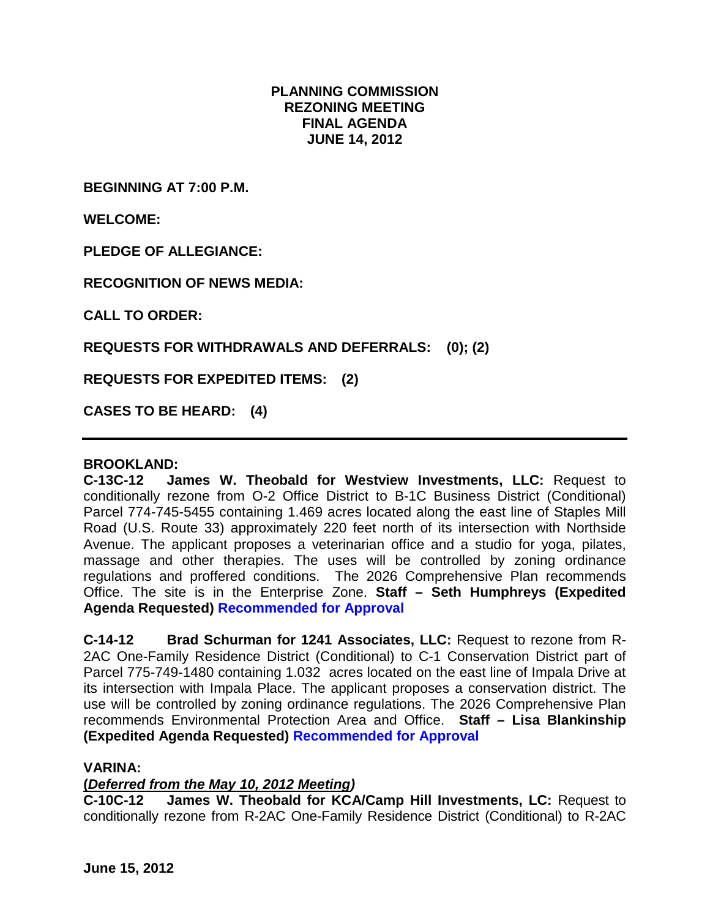**PLANNING COMMISSION**
**REZONING MEETING**
**FINAL AGENDA**
**JUNE 14, 2012**

**BEGINNING AT 7:00 P.M.**

**WELCOME:**

**PLEDGE OF ALLEGIANCE:**

**RECOGNITION OF NEWS MEDIA:**

**CALL TO ORDER:**

**REQUESTS FOR WITHDRAWALS AND DEFERRALS: (0); (2)**

**REQUESTS FOR EXPEDITED ITEMS: (2)**

**CASES TO BE HEARD: (4)**

---

**BROOKLAND:**

**C-13C-12 James W. Theobald for Westview Investments, LLC:** Request to conditionally rezone from O-2 Office District to B-1C Business District (Conditional) Parcel 774-745-5455 containing 1.469 acres located along the east line of Staples Mill Road (U.S. Route 33) approximately 220 feet north of its intersection with Northside Avenue. The applicant proposes a veterinarian office and a studio for yoga, pilates, massage and other therapies. The uses will be controlled by zoning ordinance regulations and proffered conditions. The 2026 Comprehensive Plan recommends Office. The site is in the Enterprise Zone. **Staff – Seth Humphreys (Expedited Agenda Requested) Recommended for Approval**

**C-14-12 Brad Schurman for 1241 Associates, LLC:** Request to rezone from R-2AC One-Family Residence District (Conditional) to C-1 Conservation District part of Parcel 775-749-1480 containing 1.032 acres located on the east line of Impala Drive at its intersection with Impala Place. The applicant proposes a conservation district. The use will be controlled by zoning ordinance regulations. The 2026 Comprehensive Plan recommends Environmental Protection Area and Office. **Staff – Lisa Blankinship (Expedited Agenda Requested) Recommended for Approval**

**VARINA:**

***(Deferred from the May 10, 2012 Meeting)***

**C-10C-12 James W. Theobald for KCA/Camp Hill Investments, LC:** Request to conditionally rezone from R-2AC One-Family Residence District (Conditional) to R-2AC

**June 15, 2012**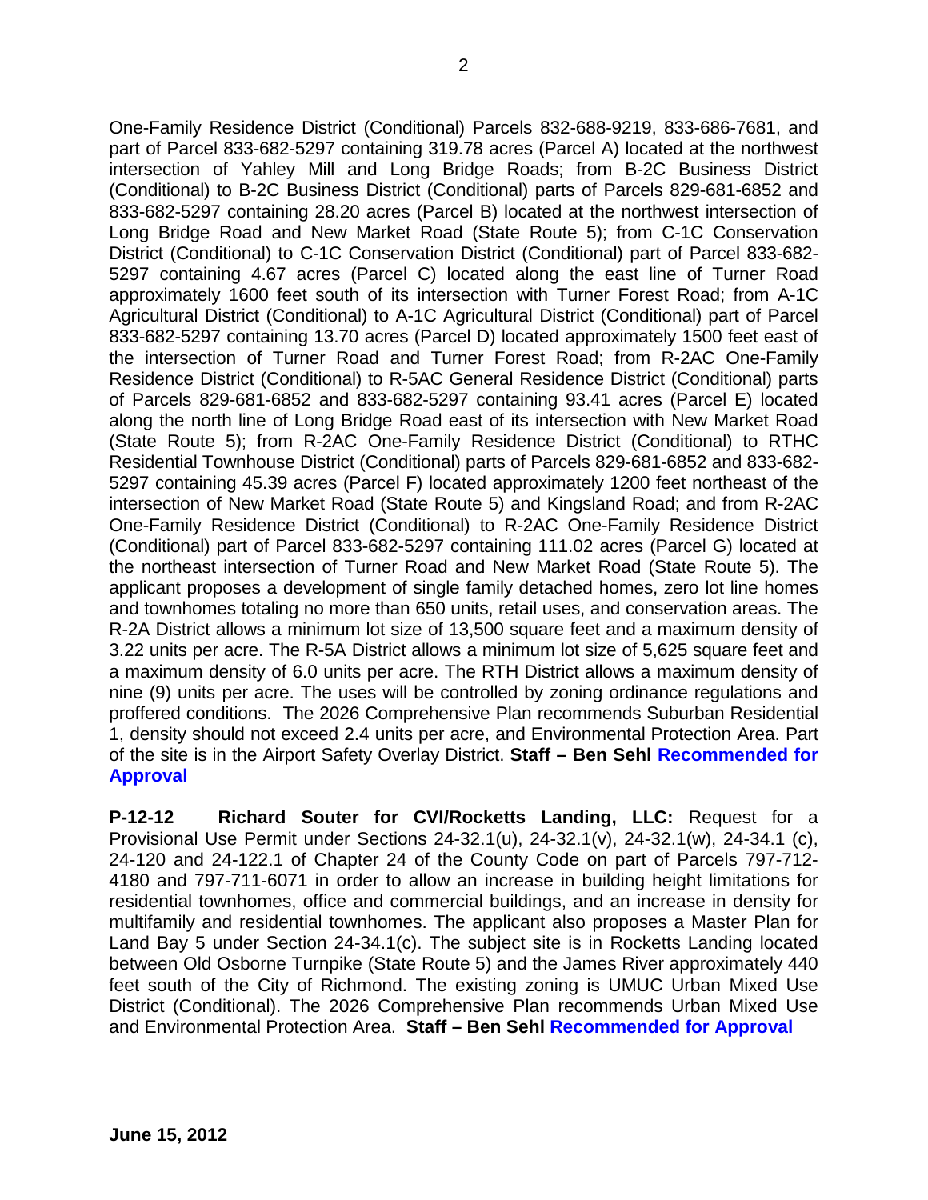One-Family Residence District (Conditional) Parcels 832-688-9219, 833-686-7681, and part of Parcel 833-682-5297 containing 319.78 acres (Parcel A) located at the northwest intersection of Yahley Mill and Long Bridge Roads; from B-2C Business District (Conditional) to B-2C Business District (Conditional) parts of Parcels 829-681-6852 and 833-682-5297 containing 28.20 acres (Parcel B) located at the northwest intersection of Long Bridge Road and New Market Road (State Route 5); from C-1C Conservation District (Conditional) to C-1C Conservation District (Conditional) part of Parcel 833-682-5297 containing 4.67 acres (Parcel C) located along the east line of Turner Road approximately 1600 feet south of its intersection with Turner Forest Road; from A-1C Agricultural District (Conditional) to A-1C Agricultural District (Conditional) part of Parcel 833-682-5297 containing 13.70 acres (Parcel D) located approximately 1500 feet east of the intersection of Turner Road and Turner Forest Road; from R-2AC One-Family Residence District (Conditional) to R-5AC General Residence District (Conditional) parts of Parcels 829-681-6852 and 833-682-5297 containing 93.41 acres (Parcel E) located along the north line of Long Bridge Road east of its intersection with New Market Road (State Route 5); from R-2AC One-Family Residence District (Conditional) to RTHC Residential Townhouse District (Conditional) parts of Parcels 829-681-6852 and 833-682-5297 containing 45.39 acres (Parcel F) located approximately 1200 feet northeast of the intersection of New Market Road (State Route 5) and Kingsland Road; and from R-2AC One-Family Residence District (Conditional) to R-2AC One-Family Residence District (Conditional) part of Parcel 833-682-5297 containing 111.02 acres (Parcel G) located at the northeast intersection of Turner Road and New Market Road (State Route 5). The applicant proposes a development of single family detached homes, zero lot line homes and townhomes totaling no more than 650 units, retail uses, and conservation areas. The R-2A District allows a minimum lot size of 13,500 square feet and a maximum density of 3.22 units per acre. The R-5A District allows a minimum lot size of 5,625 square feet and a maximum density of 6.0 units per acre. The RTH District allows a maximum density of nine (9) units per acre. The uses will be controlled by zoning ordinance regulations and proffered conditions. The 2026 Comprehensive Plan recommends Suburban Residential 1, density should not exceed 2.4 units per acre, and Environmental Protection Area. Part of the site is in the Airport Safety Overlay District. **Staff – Ben Sehl Recommended for Approval**

**P-12-12 Richard Souter for CVI/Rocketts Landing, LLC:** Request for a Provisional Use Permit under Sections 24-32.1(u), 24-32.1(v), 24-32.1(w), 24-34.1 (c), 24-120 and 24-122.1 of Chapter 24 of the County Code on part of Parcels 797-712-4180 and 797-711-6071 in order to allow an increase in building height limitations for residential townhomes, office and commercial buildings, and an increase in density for multifamily and residential townhomes. The applicant also proposes a Master Plan for Land Bay 5 under Section 24-34.1(c). The subject site is in Rocketts Landing located between Old Osborne Turnpike (State Route 5) and the James River approximately 440 feet south of the City of Richmond. The existing zoning is UMUC Urban Mixed Use District (Conditional). The 2026 Comprehensive Plan recommends Urban Mixed Use and Environmental Protection Area. **Staff – Ben Sehl Recommended for Approval**

**June 15, 2012**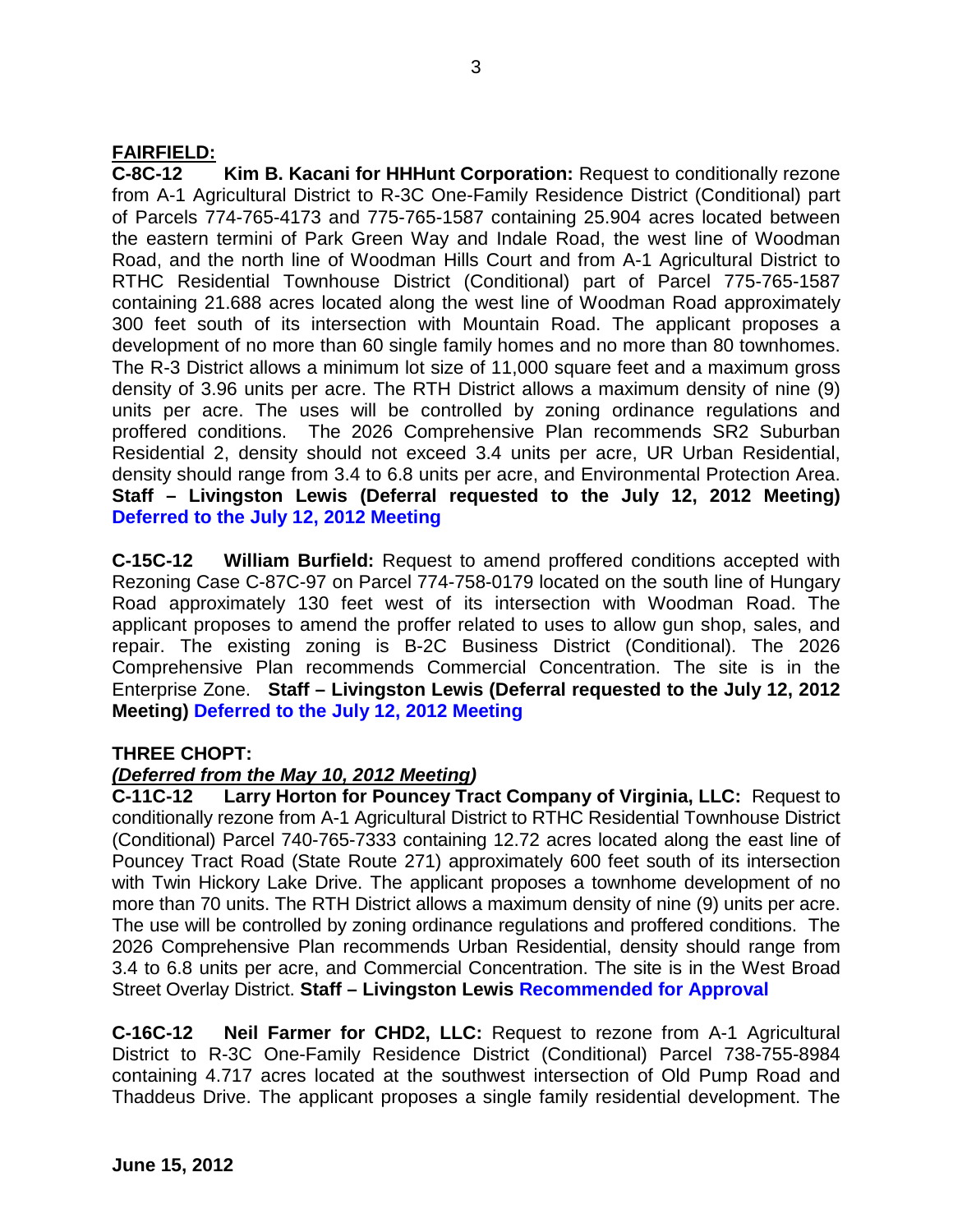**FAIRFIELD:**

**C-8C-12 Kim B. Kacani for HHHunt Corporation:** Request to conditionally rezone from A-1 Agricultural District to R-3C One-Family Residence District (Conditional) part of Parcels 774-765-4173 and 775-765-1587 containing 25.904 acres located between the eastern termini of Park Green Way and Indale Road, the west line of Woodman Road, and the north line of Woodman Hills Court and from A-1 Agricultural District to RTHC Residential Townhouse District (Conditional) part of Parcel 775-765-1587 containing 21.688 acres located along the west line of Woodman Road approximately 300 feet south of its intersection with Mountain Road. The applicant proposes a development of no more than 60 single family homes and no more than 80 townhomes. The R-3 District allows a minimum lot size of 11,000 square feet and a maximum gross density of 3.96 units per acre. The RTH District allows a maximum density of nine (9) units per acre. The uses will be controlled by zoning ordinance regulations and proffered conditions. The 2026 Comprehensive Plan recommends SR2 Suburban Residential 2, density should not exceed 3.4 units per acre, UR Urban Residential, density should range from 3.4 to 6.8 units per acre, and Environmental Protection Area. **Staff – Livingston Lewis (Deferral requested to the July 12, 2012 Meeting) Deferred to the July 12, 2012 Meeting**

**C-15C-12 William Burfield:** Request to amend proffered conditions accepted with Rezoning Case C-87C-97 on Parcel 774-758-0179 located on the south line of Hungary Road approximately 130 feet west of its intersection with Woodman Road. The applicant proposes to amend the proffer related to uses to allow gun shop, sales, and repair. The existing zoning is B-2C Business District (Conditional). The 2026 Comprehensive Plan recommends Commercial Concentration. The site is in the Enterprise Zone. **Staff – Livingston Lewis (Deferral requested to the July 12, 2012 Meeting) Deferred to the July 12, 2012 Meeting**

**THREE CHOPT:**

***(Deferred from the May 10, 2012 Meeting)***

**C-11C-12 Larry Horton for Pouncey Tract Company of Virginia, LLC:** Request to conditionally rezone from A-1 Agricultural District to RTHC Residential Townhouse District (Conditional) Parcel 740-765-7333 containing 12.72 acres located along the east line of Pouncey Tract Road (State Route 271) approximately 600 feet south of its intersection with Twin Hickory Lake Drive. The applicant proposes a townhome development of no more than 70 units. The RTH District allows a maximum density of nine (9) units per acre. The use will be controlled by zoning ordinance regulations and proffered conditions. The 2026 Comprehensive Plan recommends Urban Residential, density should range from 3.4 to 6.8 units per acre, and Commercial Concentration. The site is in the West Broad Street Overlay District. **Staff – Livingston Lewis Recommended for Approval**

**C-16C-12 Neil Farmer for CHD2, LLC:** Request to rezone from A-1 Agricultural District to R-3C One-Family Residence District (Conditional) Parcel 738-755-8984 containing 4.717 acres located at the southwest intersection of Old Pump Road and Thaddeus Drive. The applicant proposes a single family residential development. The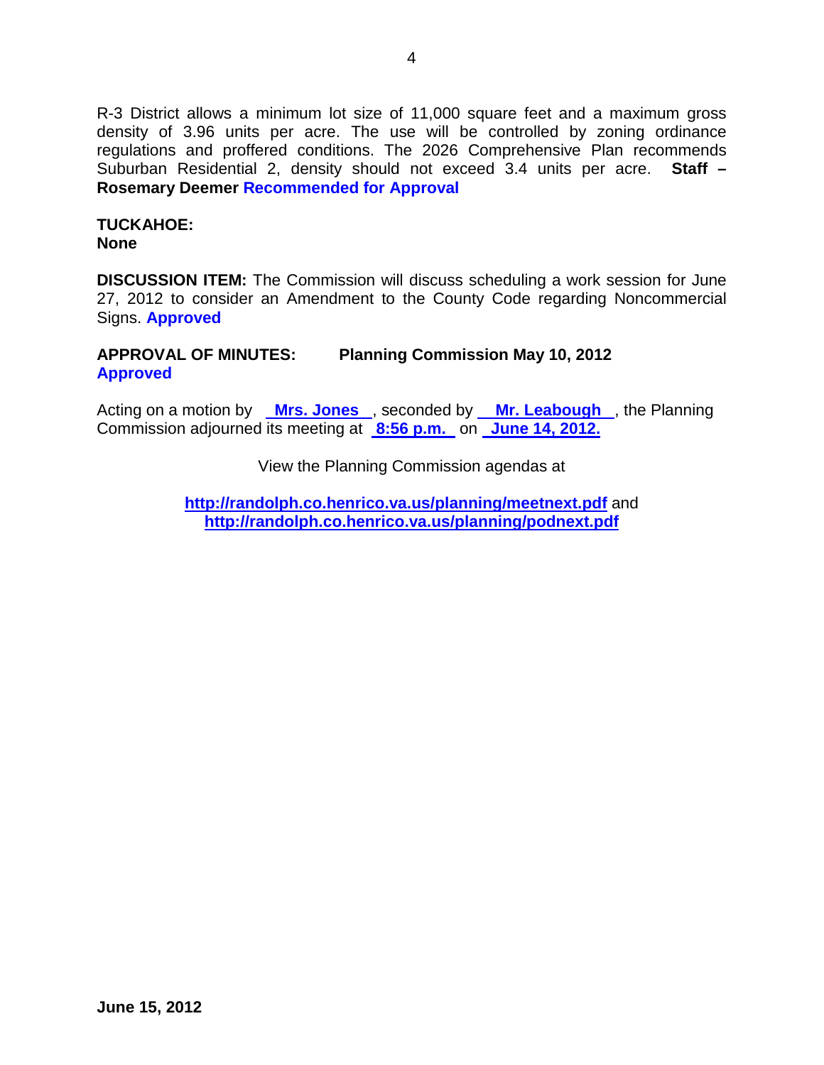R-3 District allows a minimum lot size of 11,000 square feet and a maximum gross density of 3.96 units per acre. The use will be controlled by zoning ordinance regulations and proffered conditions. The 2026 Comprehensive Plan recommends Suburban Residential 2, density should not exceed 3.4 units per acre. **Staff – Rosemary Deemer** **Recommended for Approval**

**TUCKAHOE:**
**None**

**DISCUSSION ITEM:** The Commission will discuss scheduling a work session for June 27, 2012 to consider an Amendment to the County Code regarding Noncommercial Signs. **Approved**

**APPROVAL OF MINUTES:** **Planning Commission May 10, 2012**
**Approved**

Acting on a motion by **Mrs. Jones**, seconded by **Mr. Leabough**, the Planning Commission adjourned its meeting at **8:56 p.m.** on **June 14, 2012.**

View the Planning Commission agendas at

**http://randolph.co.henrico.va.us/planning/meetnext.pdf** and
**http://randolph.co.henrico.va.us/planning/podnext.pdf**

**June 15, 2012**